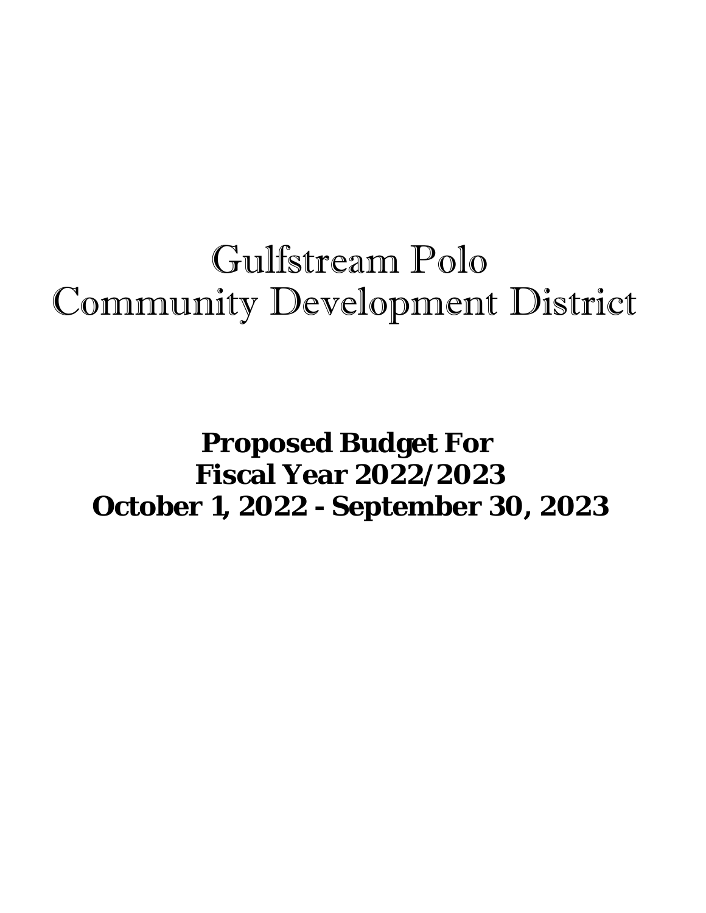# Gulfstream Polo
# Community Development District

**Proposed Budget For**
**Fiscal Year 2022/2023**
**October 1, 2022 - September 30, 2023**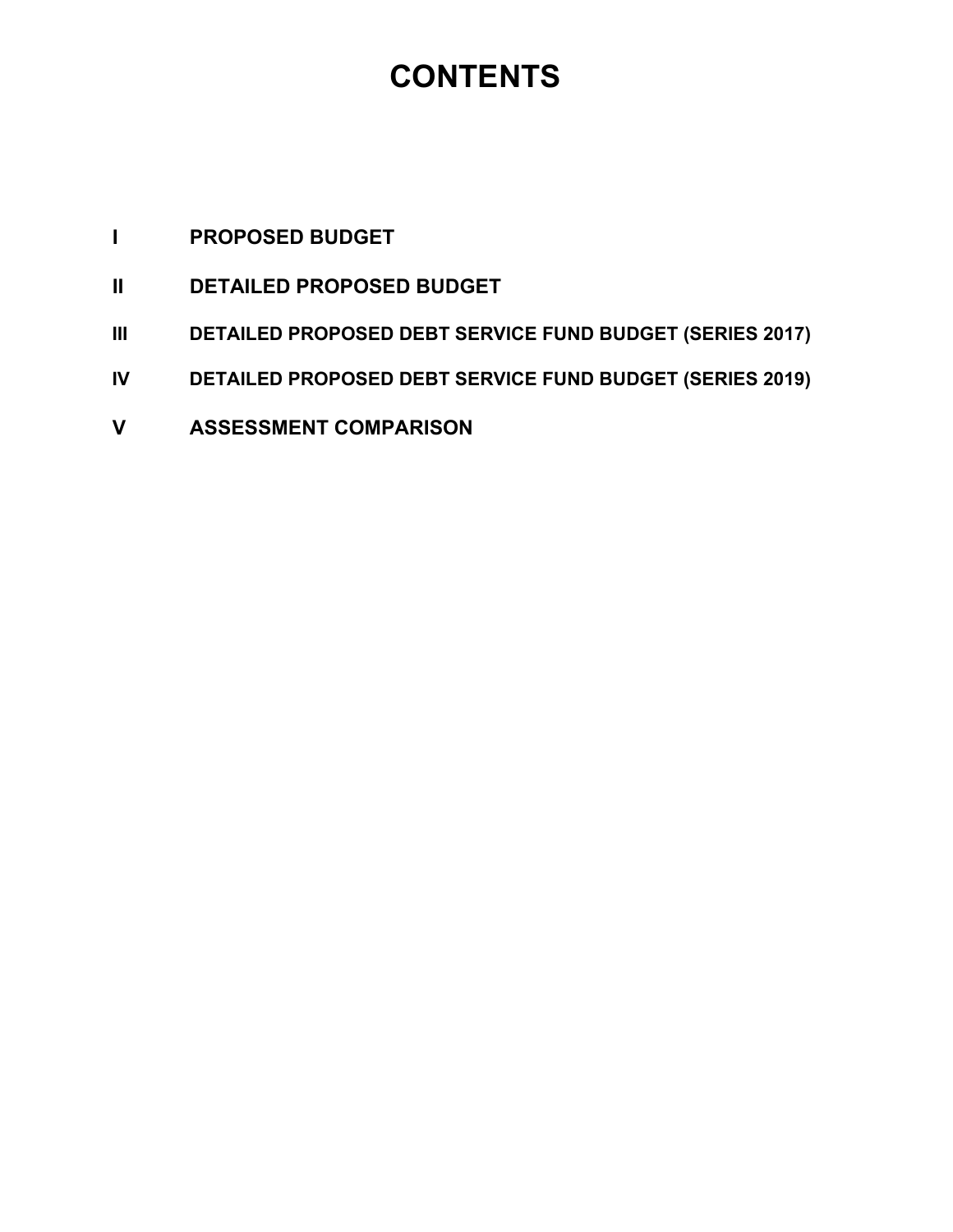# CONTENTS

**I** **PROPOSED BUDGET**

**II** **DETAILED PROPOSED BUDGET**

**III** **DETAILED PROPOSED DEBT SERVICE FUND BUDGET (SERIES 2017)**

**IV** **DETAILED PROPOSED DEBT SERVICE FUND BUDGET (SERIES 2019)**

**V** **ASSESSMENT COMPARISON**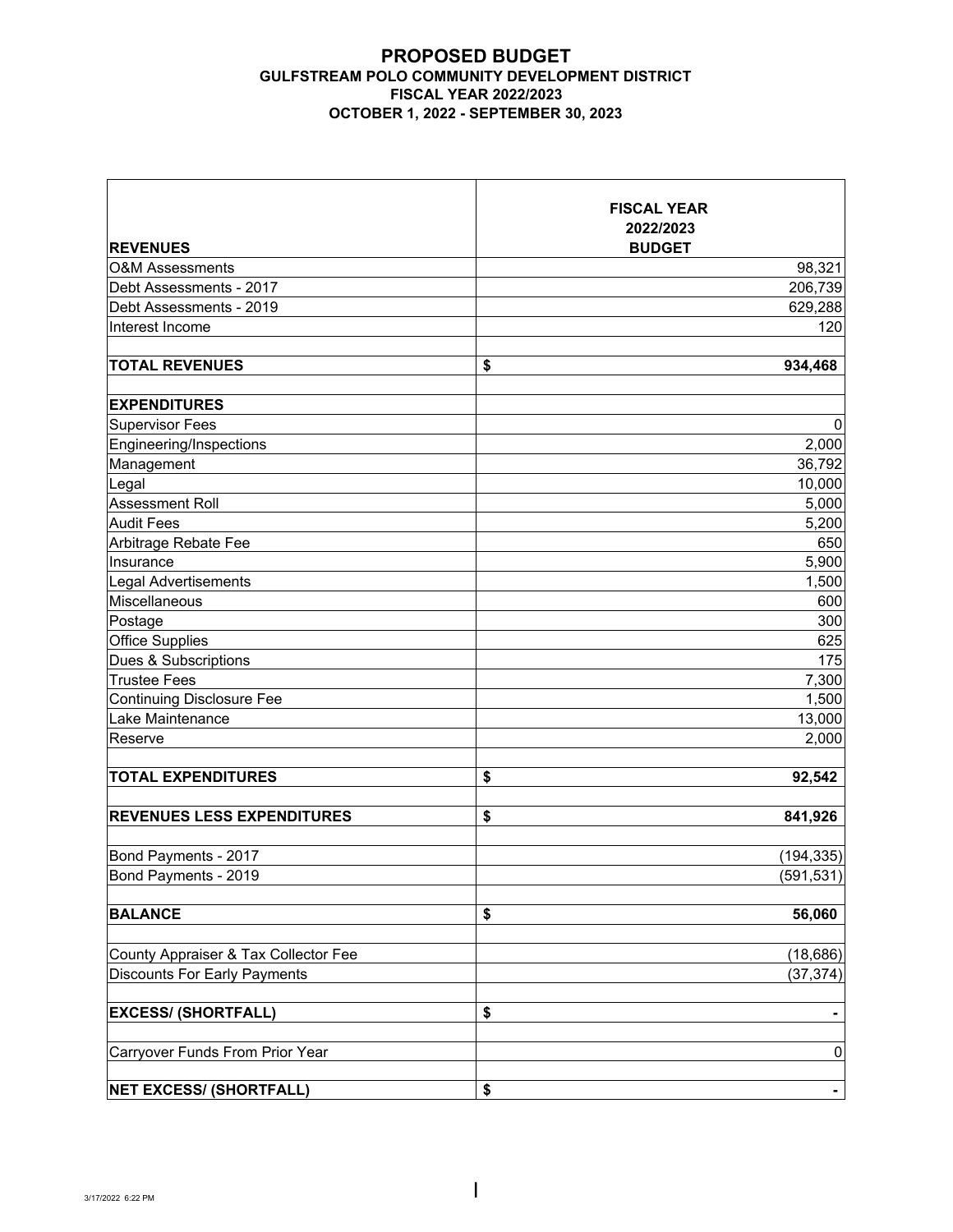# PROPOSED BUDGET

## GULFSTREAM POLO COMMUNITY DEVELOPMENT DISTRICT

### FISCAL YEAR 2022/2023

### OCTOBER 1, 2022 - SEPTEMBER 30, 2023

| REVENUES | FISCAL YEAR 2022/2023 BUDGET |
|---|---|
| O&M Assessments | 98,321 |
| Debt Assessments - 2017 | 206,739 |
| Debt Assessments - 2019 | 629,288 |
| Interest Income | 120 |
| | |
| **TOTAL REVENUES** | **$ 934,468** |
| | |
| **EXPENDITURES** | |
| Supervisor Fees | 0 |
| Engineering/Inspections | 2,000 |
| Management | 36,792 |
| Legal | 10,000 |
| Assessment Roll | 5,000 |
| Audit Fees | 5,200 |
| Arbitrage Rebate Fee | 650 |
| Insurance | 5,900 |
| Legal Advertisements | 1,500 |
| Miscellaneous | 600 |
| Postage | 300 |
| Office Supplies | 625 |
| Dues & Subscriptions | 175 |
| Trustee Fees | 7,300 |
| Continuing Disclosure Fee | 1,500 |
| Lake Maintenance | 13,000 |
| Reserve | 2,000 |
| | |
| **TOTAL EXPENDITURES** | **$ 92,542** |
| | |
| **REVENUES LESS EXPENDITURES** | **$ 841,926** |
| | |
| Bond Payments - 2017 | (194,335) |
| Bond Payments - 2019 | (591,531) |
| | |
| **BALANCE** | **$ 56,060** |
| | |
| County Appraiser & Tax Collector Fee | (18,686) |
| Discounts For Early Payments | (37,374) |
| | |
| **EXCESS/ (SHORTFALL)** | **$ -** |
| | |
| Carryover Funds From Prior Year | 0 |
| | |
| **NET EXCESS/ (SHORTFALL)** | **$ -** |

3/17/2022 6:22 PM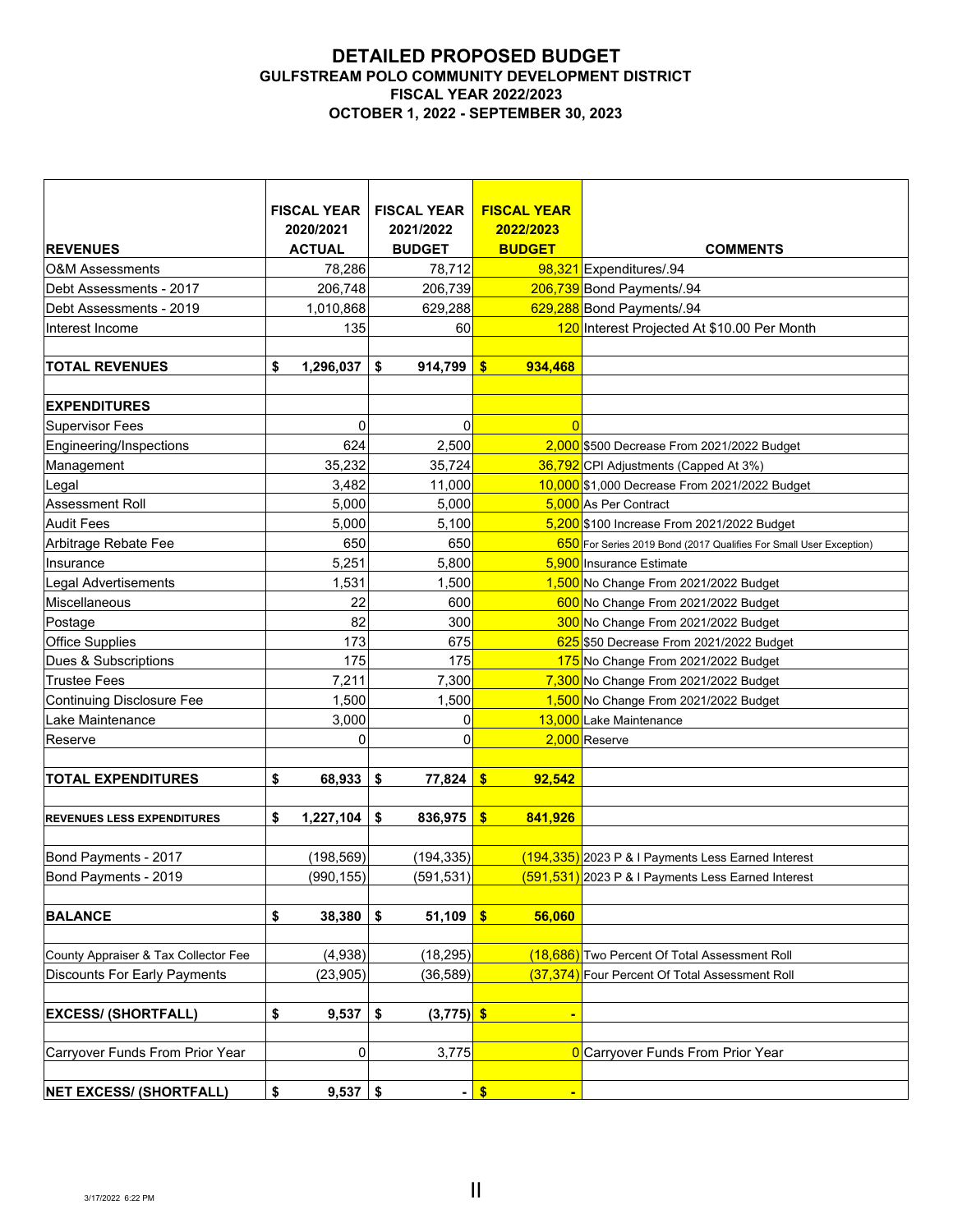# DETAILED PROPOSED BUDGET
## GULFSTREAM POLO COMMUNITY DEVELOPMENT DISTRICT
## FISCAL YEAR 2022/2023
## OCTOBER 1, 2022 - SEPTEMBER 30, 2023

| REVENUES | FISCAL YEAR 2020/2021 ACTUAL | FISCAL YEAR 2021/2022 BUDGET | FISCAL YEAR 2022/2023 BUDGET | COMMENTS |
|---|---|---|---|---|
| O&M Assessments | 78,286 | 78,712 | 98,321 | Expenditures/.94 |
| Debt Assessments - 2017 | 206,748 | 206,739 | 206,739 | Bond Payments/.94 |
| Debt Assessments - 2019 | 1,010,868 | 629,288 | 629,288 | Bond Payments/.94 |
| Interest Income | 135 | 60 | 120 | Interest Projected At $10.00 Per Month |
| | | | | |
| **TOTAL REVENUES** | **$ 1,296,037** | **$ 914,799** | **$ 934,468** | |
| | | | | |
| **EXPENDITURES** | | | | |
| Supervisor Fees | 0 | 0 | 0 | |
| Engineering/Inspections | 624 | 2,500 | 2,000 | $500 Decrease From 2021/2022 Budget |
| Management | 35,232 | 35,724 | 36,792 | CPI Adjustments (Capped At 3%) |
| Legal | 3,482 | 11,000 | 10,000 | $1,000 Decrease From 2021/2022 Budget |
| Assessment Roll | 5,000 | 5,000 | 5,000 | As Per Contract |
| Audit Fees | 5,000 | 5,100 | 5,200 | $100 Increase From 2021/2022 Budget |
| Arbitrage Rebate Fee | 650 | 650 | 650 | For Series 2019 Bond (2017 Qualifies For Small User Exception) |
| Insurance | 5,251 | 5,800 | 5,900 | Insurance Estimate |
| Legal Advertisements | 1,531 | 1,500 | 1,500 | No Change From 2021/2022 Budget |
| Miscellaneous | 22 | 600 | 600 | No Change From 2021/2022 Budget |
| Postage | 82 | 300 | 300 | No Change From 2021/2022 Budget |
| Office Supplies | 173 | 675 | 625 | $50 Decrease From 2021/2022 Budget |
| Dues & Subscriptions | 175 | 175 | 175 | No Change From 2021/2022 Budget |
| Trustee Fees | 7,211 | 7,300 | 7,300 | No Change From 2021/2022 Budget |
| Continuing Disclosure Fee | 1,500 | 1,500 | 1,500 | No Change From 2021/2022 Budget |
| Lake Maintenance | 3,000 | 0 | 13,000 | Lake Maintenance |
| Reserve | 0 | 0 | 2,000 | Reserve |
| | | | | |
| **TOTAL EXPENDITURES** | **$ 68,933** | **$ 77,824** | **$ 92,542** | |
| | | | | |
| **REVENUES LESS EXPENDITURES** | **$ 1,227,104** | **$ 836,975** | **$ 841,926** | |
| | | | | |
| Bond Payments - 2017 | (198,569) | (194,335) | (194,335) | 2023 P & I Payments Less Earned Interest |
| Bond Payments - 2019 | (990,155) | (591,531) | (591,531) | 2023 P & I Payments Less Earned Interest |
| | | | | |
| **BALANCE** | **$ 38,380** | **$ 51,109** | **$ 56,060** | |
| | | | | |
| County Appraiser & Tax Collector Fee | (4,938) | (18,295) | (18,686) | Two Percent Of Total Assessment Roll |
| Discounts For Early Payments | (23,905) | (36,589) | (37,374) | Four Percent Of Total Assessment Roll |
| | | | | |
| **EXCESS/ (SHORTFALL)** | **$ 9,537** | **$ (3,775)** | **$ -** | |
| | | | | |
| Carryover Funds From Prior Year | 0 | 3,775 | 0 | Carryover Funds From Prior Year |
| | | | | |
| **NET EXCESS/ (SHORTFALL)** | **$ 9,537** | **$ -** | **$ -** | |

3/17/2022 6:22 PM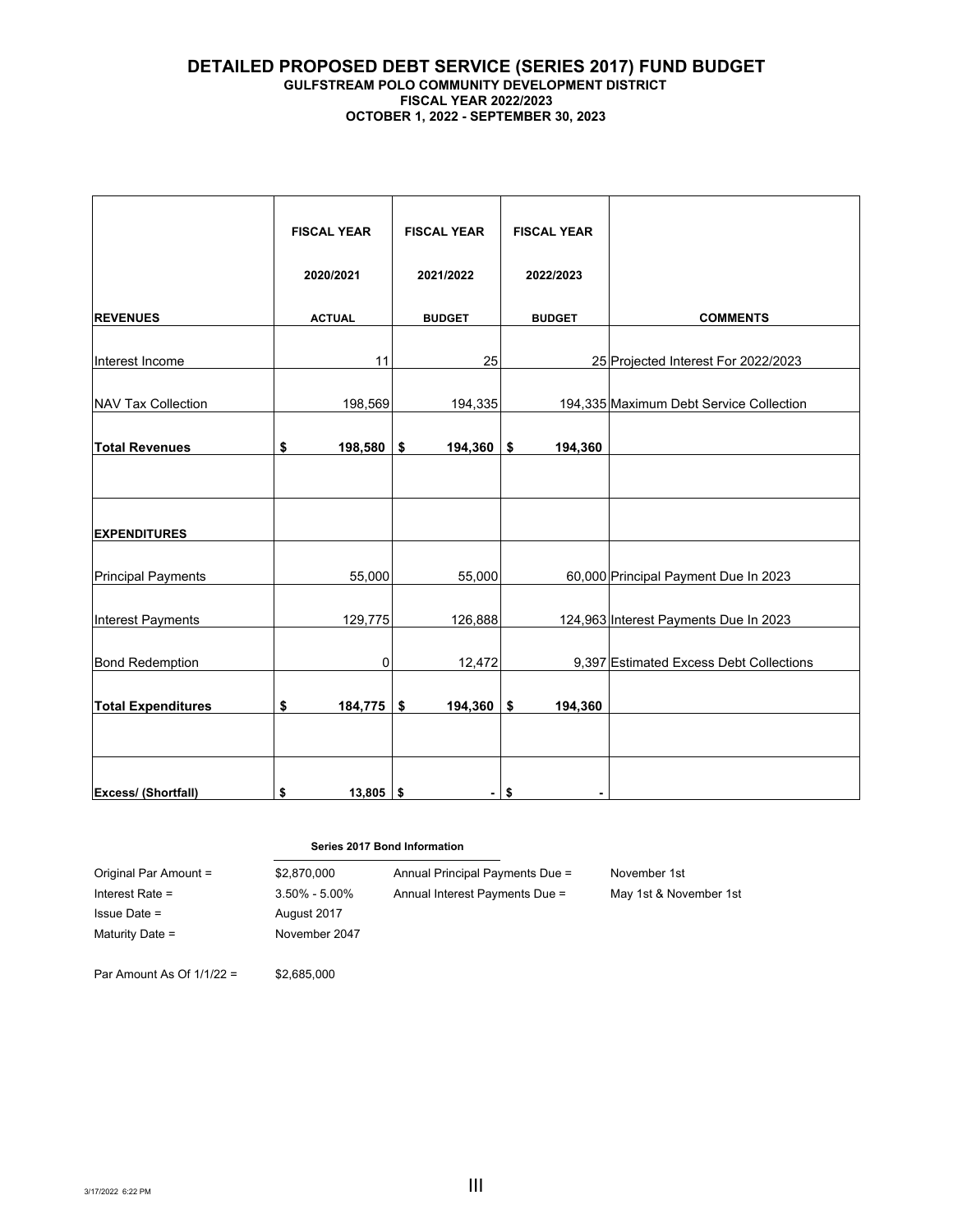# DETAILED PROPOSED DEBT SERVICE (SERIES 2017) FUND BUDGET

### GULFSTREAM POLO COMMUNITY DEVELOPMENT DISTRICT
### FISCAL YEAR 2022/2023
### OCTOBER 1, 2022 - SEPTEMBER 30, 2023

| REVENUES | FISCAL YEAR 2020/2021 ACTUAL | FISCAL YEAR 2021/2022 BUDGET | FISCAL YEAR 2022/2023 BUDGET | COMMENTS |
|---|---|---|---|---|
| Interest Income | 11 | 25 | 25 | Projected Interest For 2022/2023 |
| NAV Tax Collection | 198,569 | 194,335 | 194,335 | Maximum Debt Service Collection |
| **Total Revenues** | **$ 198,580** | **$ 194,360** | **$ 194,360** | |
| | | | | |
| **EXPENDITURES** | | | | |
| Principal Payments | 55,000 | 55,000 | 60,000 | Principal Payment Due In 2023 |
| Interest Payments | 129,775 | 126,888 | 124,963 | Interest Payments Due In 2023 |
| Bond Redemption | 0 | 12,472 | 9,397 | Estimated Excess Debt Collections |
| **Total Expenditures** | **$ 184,775** | **$ 194,360** | **$ 194,360** | |
| | | | | |
| **Excess/ (Shortfall)** | **$ 13,805** | **$ -** | **$ -** | |

**Series 2017 Bond Information**

| | | | |
|---|---|---|---|
| Original Par Amount = | $2,870,000 | Annual Principal Payments Due = | November 1st |
| Interest Rate = | 3.50% - 5.00% | Annual Interest Payments Due = | May 1st & November 1st |
| Issue Date = | August 2017 | | |
| Maturity Date = | November 2047 | | |
| | | | |
| Par Amount As Of 1/1/22 = | $2,685,000 | | |

3/17/2022 6:22 PM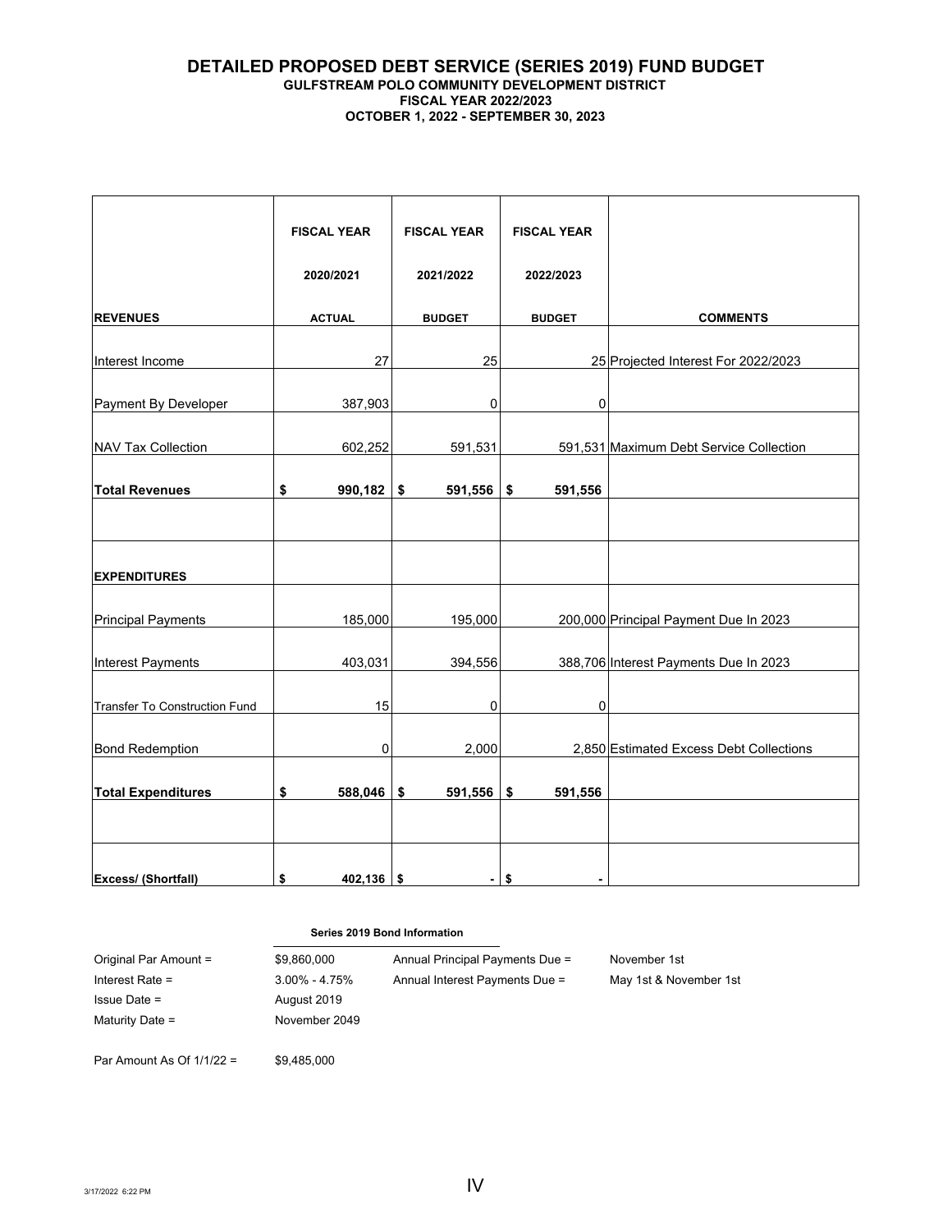# DETAILED PROPOSED DEBT SERVICE (SERIES 2019) FUND BUDGET

**GULFSTREAM POLO COMMUNITY DEVELOPMENT DISTRICT**
**FISCAL YEAR 2022/2023**
**OCTOBER 1, 2022 - SEPTEMBER 30, 2023**

| REVENUES | FISCAL YEAR 2020/2021 ACTUAL | FISCAL YEAR 2021/2022 BUDGET | FISCAL YEAR 2022/2023 BUDGET | COMMENTS |
|---|---|---|---|---|
| Interest Income | 27 | 25 | 25 | Projected Interest For 2022/2023 |
| Payment By Developer | 387,903 | 0 | 0 | |
| NAV Tax Collection | 602,252 | 591,531 | 591,531 | Maximum Debt Service Collection |
| **Total Revenues** | **$ 990,182** | **$ 591,556** | **$ 591,556** | |
| | | | | |
| **EXPENDITURES** | | | | |
| Principal Payments | 185,000 | 195,000 | 200,000 | Principal Payment Due In 2023 |
| Interest Payments | 403,031 | 394,556 | 388,706 | Interest Payments Due In 2023 |
| Transfer To Construction Fund | 15 | 0 | 0 | |
| Bond Redemption | 0 | 2,000 | 2,850 | Estimated Excess Debt Collections |
| **Total Expenditures** | **$ 588,046** | **$ 591,556** | **$ 591,556** | |
| | | | | |
| **Excess/ (Shortfall)** | **$ 402,136** | **$ -** | **$ -** | |

**Series 2019 Bond Information**

| | | | |
|---|---|---|---|
| Original Par Amount = | $9,860,000 | Annual Principal Payments Due = | November 1st |
| Interest Rate = | 3.00% - 4.75% | Annual Interest Payments Due = | May 1st & November 1st |
| Issue Date = | August 2019 | | |
| Maturity Date = | November 2049 | | |
| | | | |
| Par Amount As Of 1/1/22 = | $9,485,000 | | |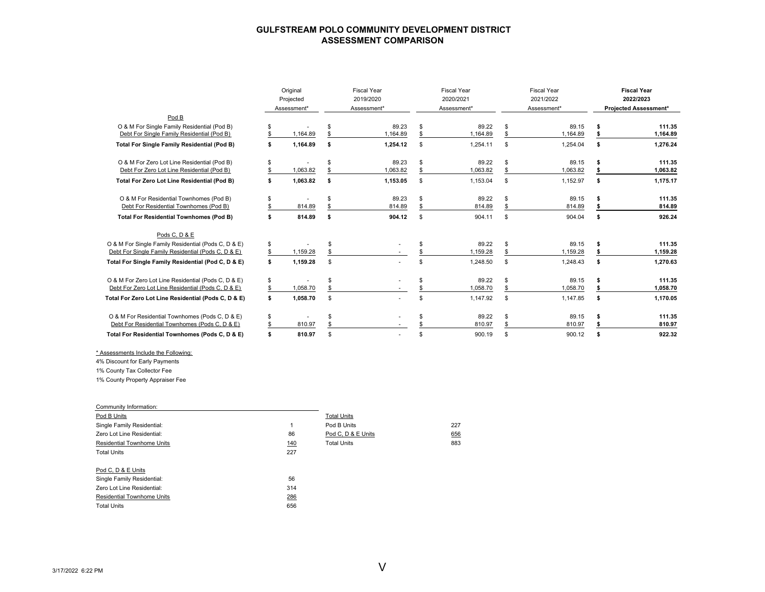# GULFSTREAM POLO COMMUNITY DEVELOPMENT DISTRICT
## ASSESSMENT COMPARISON

| | Original Projected Assessment* | Fiscal Year 2019/2020 Assessment* | Fiscal Year 2020/2021 Assessment* | Fiscal Year 2021/2022 Assessment* | **Fiscal Year 2022/2023 Projected Assessment*** |
|---|---|---|---|---|---|
| Pod B | | | | | |
| O & M For Single Family Residential (Pod B) | $ - | $ 89.23 | $ 89.22 | $ 89.15 | **$ 111.35** |
| Debt For Single Family Residential (Pod B) | $ 1,164.89 | $ 1,164.89 | $ 1,164.89 | $ 1,164.89 | **$ 1,164.89** |
| **Total For Single Family Residential (Pod B)** | **$ 1,164.89** | **$ 1,254.12** | $ 1,254.11 | $ 1,254.04 | **$ 1,276.24** |
| O & M For Zero Lot Line Residential (Pod B) | $ - | $ 89.23 | $ 89.22 | $ 89.15 | **$ 111.35** |
| Debt For Zero Lot Line Residential (Pod B) | $ 1,063.82 | $ 1,063.82 | $ 1,063.82 | $ 1,063.82 | **$ 1,063.82** |
| **Total For Zero Lot Line Residential (Pod B)** | **$ 1,063.82** | **$ 1,153.05** | $ 1,153.04 | $ 1,152.97 | **$ 1,175.17** |
| O & M For Residential Townhomes (Pod B) | $ - | $ 89.23 | $ 89.22 | $ 89.15 | **$ 111.35** |
| Debt For Residential Townhomes (Pod B) | $ 814.89 | $ 814.89 | $ 814.89 | $ 814.89 | **$ 814.89** |
| **Total For Residential Townhomes (Pod B)** | **$ 814.89** | **$ 904.12** | $ 904.11 | $ 904.04 | **$ 926.24** |
| Pods C, D & E | | | | | |
| O & M For Single Family Residential (Pods C, D & E) | $ - | $ - | $ 89.22 | $ 89.15 | **$ 111.35** |
| Debt For Single Family Residential (Pods C, D & E) | $ 1,159.28 | $ - | $ 1,159.28 | $ 1,159.28 | **$ 1,159.28** |
| **Total For Single Family Residential (Pod C, D & E)** | **$ 1,159.28** | $ - | $ 1,248.50 | $ 1,248.43 | **$ 1,270.63** |
| O & M For Zero Lot Line Residential (Pods C, D & E) | $ - | $ - | $ 89.22 | $ 89.15 | **$ 111.35** |
| Debt For Zero Lot Line Residential (Pods C, D & E) | $ 1,058.70 | $ - | $ 1,058.70 | $ 1,058.70 | **$ 1,058.70** |
| **Total For Zero Lot Line Residential (Pods C, D & E)** | **$ 1,058.70** | $ - | $ 1,147.92 | $ 1,147.85 | **$ 1,170.05** |
| O & M For Residential Townhomes (Pods C, D & E) | $ - | $ - | $ 89.22 | $ 89.15 | **$ 111.35** |
| Debt For Residential Townhomes (Pods C, D & E) | $ 810.97 | $ - | $ 810.97 | $ 810.97 | **$ 810.97** |
| **Total For Residential Townhomes (Pods C, D & E)** | **$ 810.97** | $ - | $ 900.19 | $ 900.12 | **$ 922.32** |

\* Assessments Include the Following:

4% Discount for Early Payments

1% County Tax Collector Fee

1% County Property Appraiser Fee

Community Information:

| | | | |
|---|---|---|---|
| Pod B Units | | Total Units | |
| Single Family Residential: | 1 | Pod B Units | 227 |
| Zero Lot Line Residential: | 86 | Pod C, D & E Units | 656 |
| Residential Townhome Units | 140 | Total Units | 883 |
| Total Units | 227 | | |
| Pod C, D & E Units | | | |
| Single Family Residential: | 56 | | |
| Zero Lot Line Residential: | 314 | | |
| Residential Townhome Units | 286 | | |
| Total Units | 656 | | |